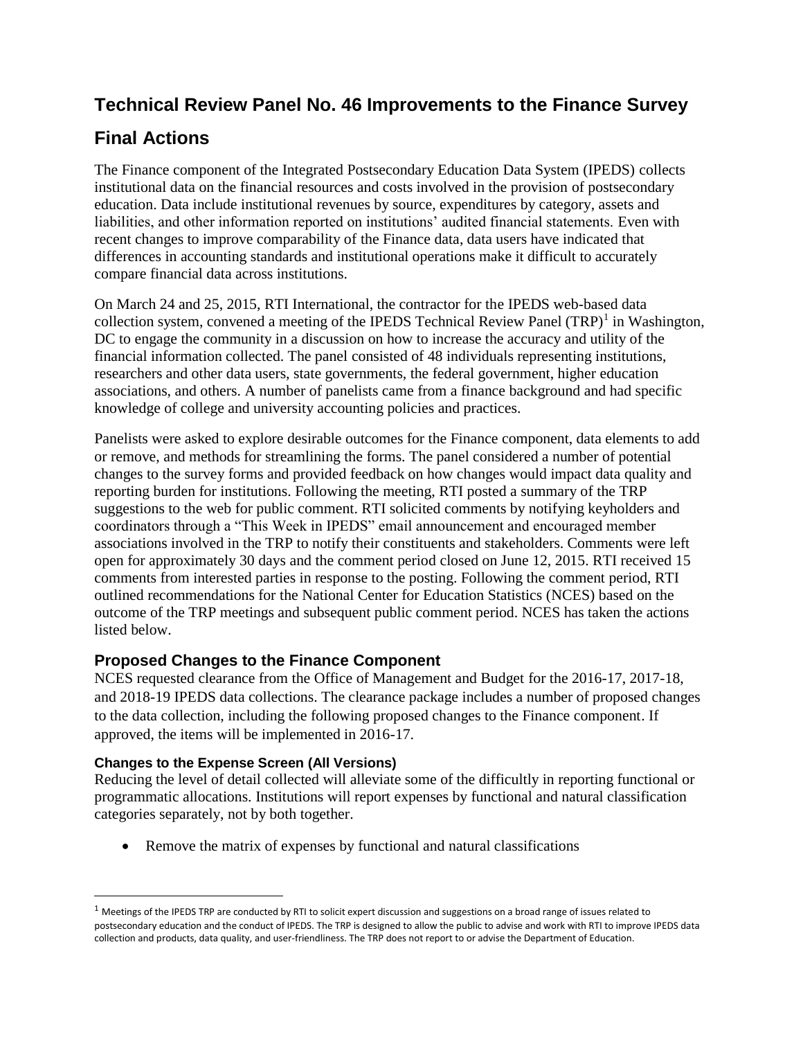# Technical Review Panel No. 46 Improvements to the Finance Survey

# Final Actions

The Finance component of the Integrated Postsecondary Education Data System (IPEDS) collects institutional data on the financial resources and costs involved in the provision of postsecondary education. Data include institutional revenues by source, expenditures by category, assets and liabilities, and other information reported on institutions' audited financial statements. Even with recent changes to improve comparability of the Finance data, data users have indicated that differences in accounting standards and institutional operations make it difficult to accurately compare financial data across institutions.

On March 24 and 25, 2015, RTI International, the contractor for the IPEDS web-based data collection system, convened a meeting of the IPEDS Technical Review Panel (TRP)[1] in Washington, DC to engage the community in a discussion on how to increase the accuracy and utility of the financial information collected. The panel consisted of 48 individuals representing institutions, researchers and other data users, state governments, the federal government, higher education associations, and others. A number of panelists came from a finance background and had specific knowledge of college and university accounting policies and practices.

Panelists were asked to explore desirable outcomes for the Finance component, data elements to add or remove, and methods for streamlining the forms. The panel considered a number of potential changes to the survey forms and provided feedback on how changes would impact data quality and reporting burden for institutions. Following the meeting, RTI posted a summary of the TRP suggestions to the web for public comment. RTI solicited comments by notifying keyholders and coordinators through a "This Week in IPEDS" email announcement and encouraged member associations involved in the TRP to notify their constituents and stakeholders. Comments were left open for approximately 30 days and the comment period closed on June 12, 2015. RTI received 15 comments from interested parties in response to the posting. Following the comment period, RTI outlined recommendations for the National Center for Education Statistics (NCES) based on the outcome of the TRP meetings and subsequent public comment period. NCES has taken the actions listed below.

## Proposed Changes to the Finance Component

NCES requested clearance from the Office of Management and Budget for the 2016-17, 2017-18, and 2018-19 IPEDS data collections. The clearance package includes a number of proposed changes to the data collection, including the following proposed changes to the Finance component. If approved, the items will be implemented in 2016-17.

### Changes to the Expense Screen (All Versions)

Reducing the level of detail collected will alleviate some of the difficultly in reporting functional or programmatic allocations. Institutions will report expenses by functional and natural classification categories separately, not by both together.

- Remove the matrix of expenses by functional and natural classifications

[1] Meetings of the IPEDS TRP are conducted by RTI to solicit expert discussion and suggestions on a broad range of issues related to postsecondary education and the conduct of IPEDS. The TRP is designed to allow the public to advise and work with RTI to improve IPEDS data collection and products, data quality, and user-friendliness. The TRP does not report to or advise the Department of Education.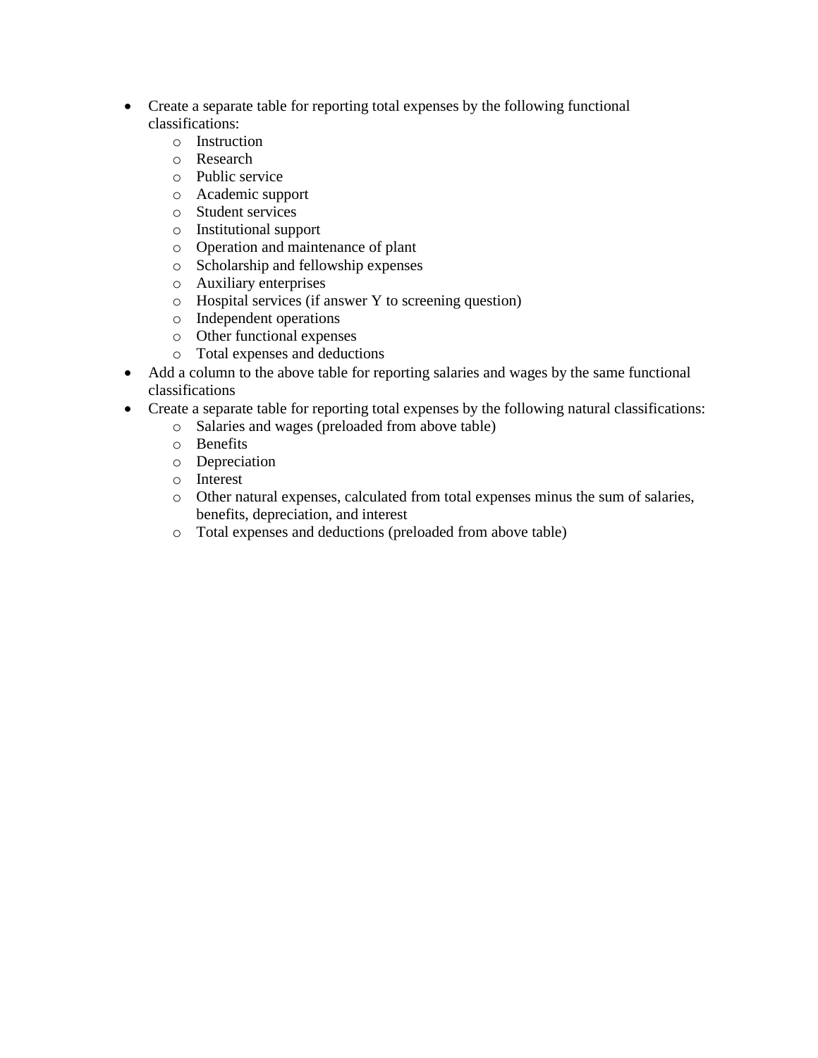- Create a separate table for reporting total expenses by the following functional classifications:
    - Instruction
    - Research
    - Public service
    - Academic support
    - Student services
    - Institutional support
    - Operation and maintenance of plant
    - Scholarship and fellowship expenses
    - Auxiliary enterprises
    - Hospital services (if answer Y to screening question)
    - Independent operations
    - Other functional expenses
    - Total expenses and deductions
- Add a column to the above table for reporting salaries and wages by the same functional classifications
- Create a separate table for reporting total expenses by the following natural classifications:
    - Salaries and wages (preloaded from above table)
    - Benefits
    - Depreciation
    - Interest
    - Other natural expenses, calculated from total expenses minus the sum of salaries, benefits, depreciation, and interest
    - Total expenses and deductions (preloaded from above table)